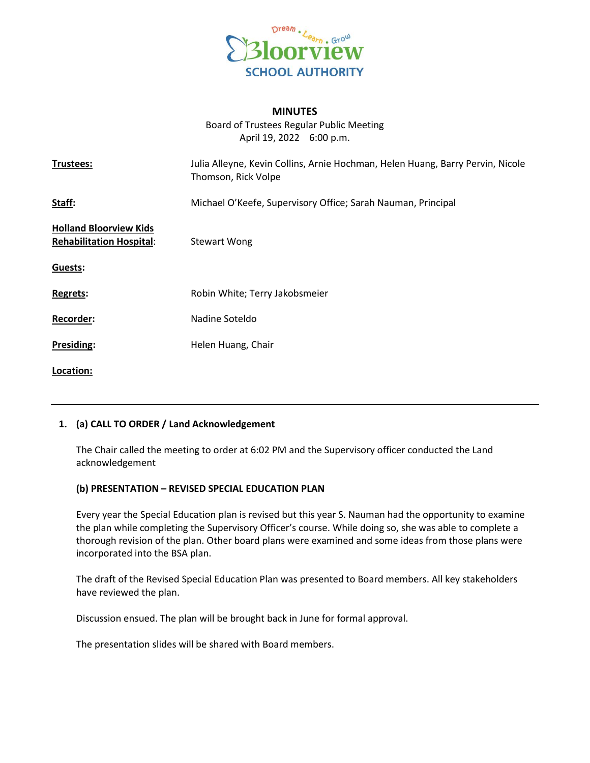Dream • Learn • Grow

Bloorview

SCHOOL AUTHORITY

# MINUTES

Board of Trustees Regular Public Meeting
April 19, 2022 6:00 p.m.

| | |
|---|---|
| **Trustees:** | Julia Alleyne, Kevin Collins, Arnie Hochman, Helen Huang, Barry Pervin, Nicole Thomson, Rick Volpe |
| **Staff:** | Michael O'Keefe, Supervisory Office; Sarah Nauman, Principal |
| **Holland Bloorview Kids Rehabilitation Hospital:** | Stewart Wong |
| **Guests:** | |
| **Regrets:** | Robin White; Terry Jakobsmeier |
| **Recorder:** | Nadine Soteldo |
| **Presiding:** | Helen Huang, Chair |
| **Location:** | |

---

## 1. (a) CALL TO ORDER / Land Acknowledgement

The Chair called the meeting to order at 6:02 PM and the Supervisory officer conducted the Land acknowledgement

### (b) PRESENTATION – REVISED SPECIAL EDUCATION PLAN

Every year the Special Education plan is revised but this year S. Nauman had the opportunity to examine the plan while completing the Supervisory Officer's course. While doing so, she was able to complete a thorough revision of the plan. Other board plans were examined and some ideas from those plans were incorporated into the BSA plan.

The draft of the Revised Special Education Plan was presented to Board members. All key stakeholders have reviewed the plan.

Discussion ensued. The plan will be brought back in June for formal approval.

The presentation slides will be shared with Board members.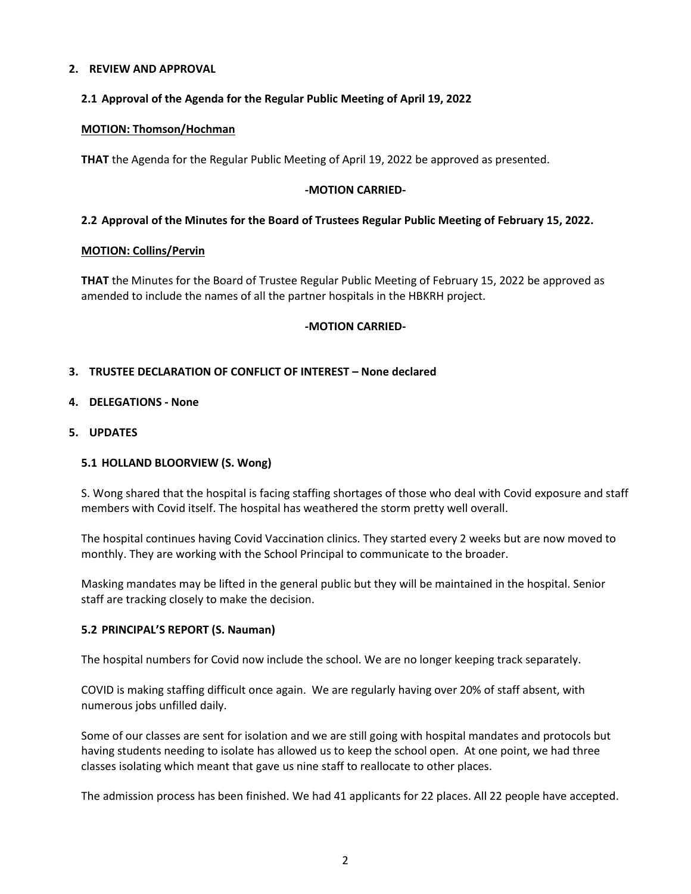## 2. REVIEW AND APPROVAL

### 2.1 Approval of the Agenda for the Regular Public Meeting of April 19, 2022

**MOTION: Thomson/Hochman**

**THAT** the Agenda for the Regular Public Meeting of April 19, 2022 be approved as presented.

**-MOTION CARRIED-**

### 2.2 Approval of the Minutes for the Board of Trustees Regular Public Meeting of February 15, 2022.

**MOTION: Collins/Pervin**

**THAT** the Minutes for the Board of Trustee Regular Public Meeting of February 15, 2022 be approved as amended to include the names of all the partner hospitals in the HBKRH project.

**-MOTION CARRIED-**

## 3. TRUSTEE DECLARATION OF CONFLICT OF INTEREST – None declared

## 4. DELEGATIONS - None

## 5. UPDATES

### 5.1 HOLLAND BLOORVIEW (S. Wong)

S. Wong shared that the hospital is facing staffing shortages of those who deal with Covid exposure and staff members with Covid itself. The hospital has weathered the storm pretty well overall.

The hospital continues having Covid Vaccination clinics. They started every 2 weeks but are now moved to monthly. They are working with the School Principal to communicate to the broader.

Masking mandates may be lifted in the general public but they will be maintained in the hospital. Senior staff are tracking closely to make the decision.

### 5.2 PRINCIPAL'S REPORT (S. Nauman)

The hospital numbers for Covid now include the school. We are no longer keeping track separately.

COVID is making staffing difficult once again. We are regularly having over 20% of staff absent, with numerous jobs unfilled daily.

Some of our classes are sent for isolation and we are still going with hospital mandates and protocols but having students needing to isolate has allowed us to keep the school open. At one point, we had three classes isolating which meant that gave us nine staff to reallocate to other places.

The admission process has been finished. We had 41 applicants for 22 places. All 22 people have accepted.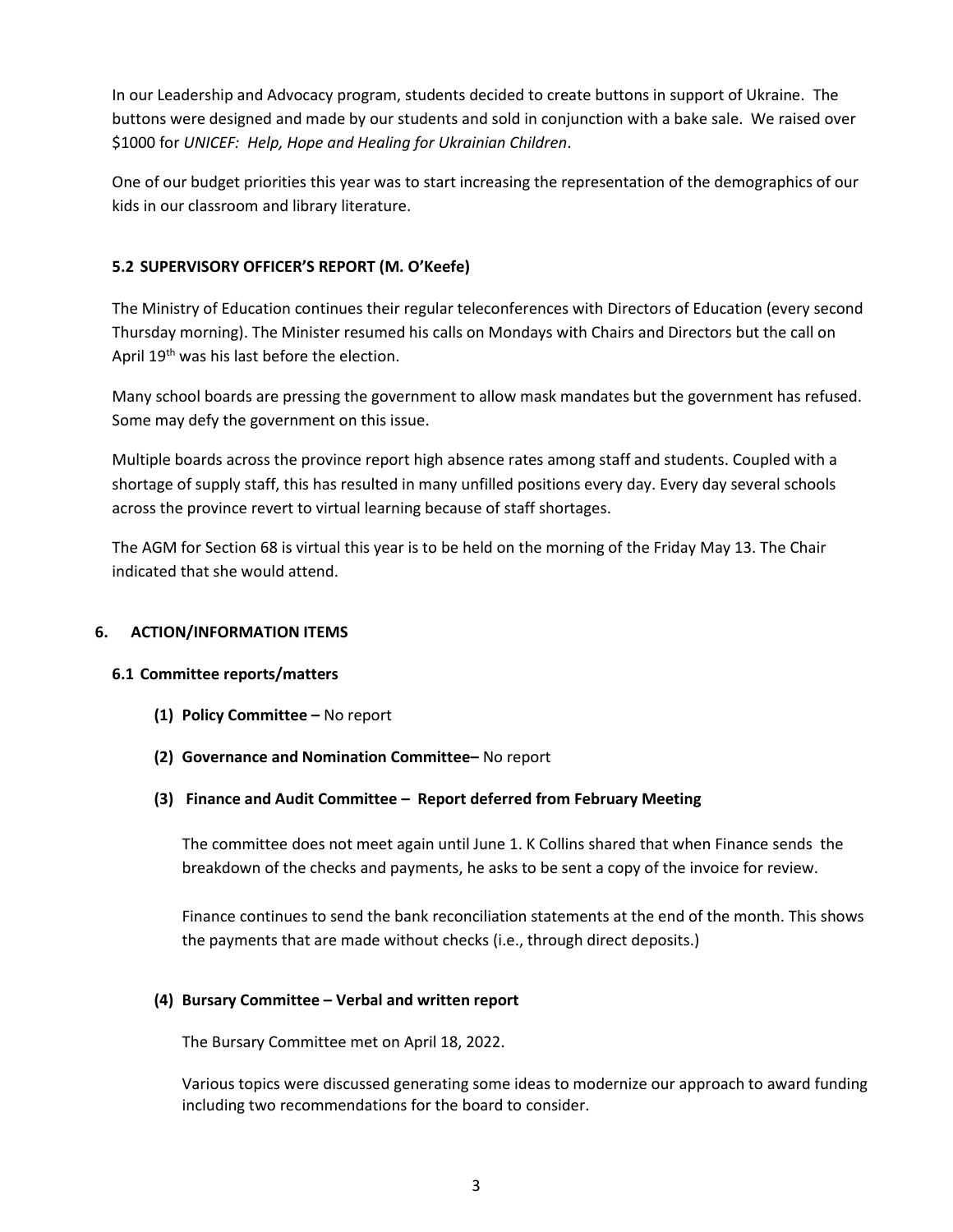In our Leadership and Advocacy program, students decided to create buttons in support of Ukraine. The buttons were designed and made by our students and sold in conjunction with a bake sale. We raised over $1000 for *UNICEF: Help, Hope and Healing for Ukrainian Children*.

One of our budget priorities this year was to start increasing the representation of the demographics of our kids in our classroom and library literature.

### 5.2 SUPERVISORY OFFICER'S REPORT (M. O'Keefe)

The Ministry of Education continues their regular teleconferences with Directors of Education (every second Thursday morning). The Minister resumed his calls on Mondays with Chairs and Directors but the call on April 19th was his last before the election.

Many school boards are pressing the government to allow mask mandates but the government has refused. Some may defy the government on this issue.

Multiple boards across the province report high absence rates among staff and students. Coupled with a shortage of supply staff, this has resulted in many unfilled positions every day. Every day several schools across the province revert to virtual learning because of staff shortages.

The AGM for Section 68 is virtual this year is to be held on the morning of the Friday May 13. The Chair indicated that she would attend.

## 6. ACTION/INFORMATION ITEMS

### 6.1 Committee reports/matters

**(1) Policy Committee –** No report

**(2) Governance and Nomination Committee–** No report

**(3) Finance and Audit Committee – Report deferred from February Meeting**

The committee does not meet again until June 1. K Collins shared that when Finance sends the breakdown of the checks and payments, he asks to be sent a copy of the invoice for review.

Finance continues to send the bank reconciliation statements at the end of the month. This shows the payments that are made without checks (i.e., through direct deposits.)

**(4) Bursary Committee – Verbal and written report**

The Bursary Committee met on April 18, 2022.

Various topics were discussed generating some ideas to modernize our approach to award funding including two recommendations for the board to consider.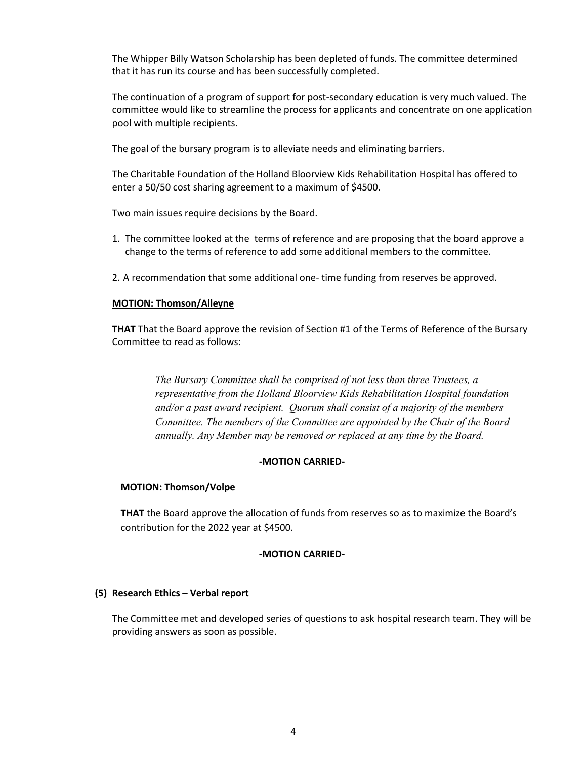The Whipper Billy Watson Scholarship has been depleted of funds. The committee determined that it has run its course and has been successfully completed.

The continuation of a program of support for post-secondary education is very much valued. The committee would like to streamline the process for applicants and concentrate on one application pool with multiple recipients.

The goal of the bursary program is to alleviate needs and eliminating barriers.

The Charitable Foundation of the Holland Bloorview Kids Rehabilitation Hospital has offered to enter a 50/50 cost sharing agreement to a maximum of $4500.

Two main issues require decisions by the Board.

1. The committee looked at the terms of reference and are proposing that the board approve a change to the terms of reference to add some additional members to the committee.
2. A recommendation that some additional one- time funding from reserves be approved.

**MOTION: Thomson/Alleyne**

**THAT** That the Board approve the revision of Section #1 of the Terms of Reference of the Bursary Committee to read as follows:

> *The Bursary Committee shall be comprised of not less than three Trustees, a representative from the Holland Bloorview Kids Rehabilitation Hospital foundation and/or a past award recipient. Quorum shall consist of a majority of the members Committee. The members of the Committee are appointed by the Chair of the Board annually. Any Member may be removed or replaced at any time by the Board.*

**-MOTION CARRIED-**

**MOTION: Thomson/Volpe**

**THAT** the Board approve the allocation of funds from reserves so as to maximize the Board's contribution for the 2022 year at $4500.

**-MOTION CARRIED-**

**(5) Research Ethics – Verbal report**

The Committee met and developed series of questions to ask hospital research team. They will be providing answers as soon as possible.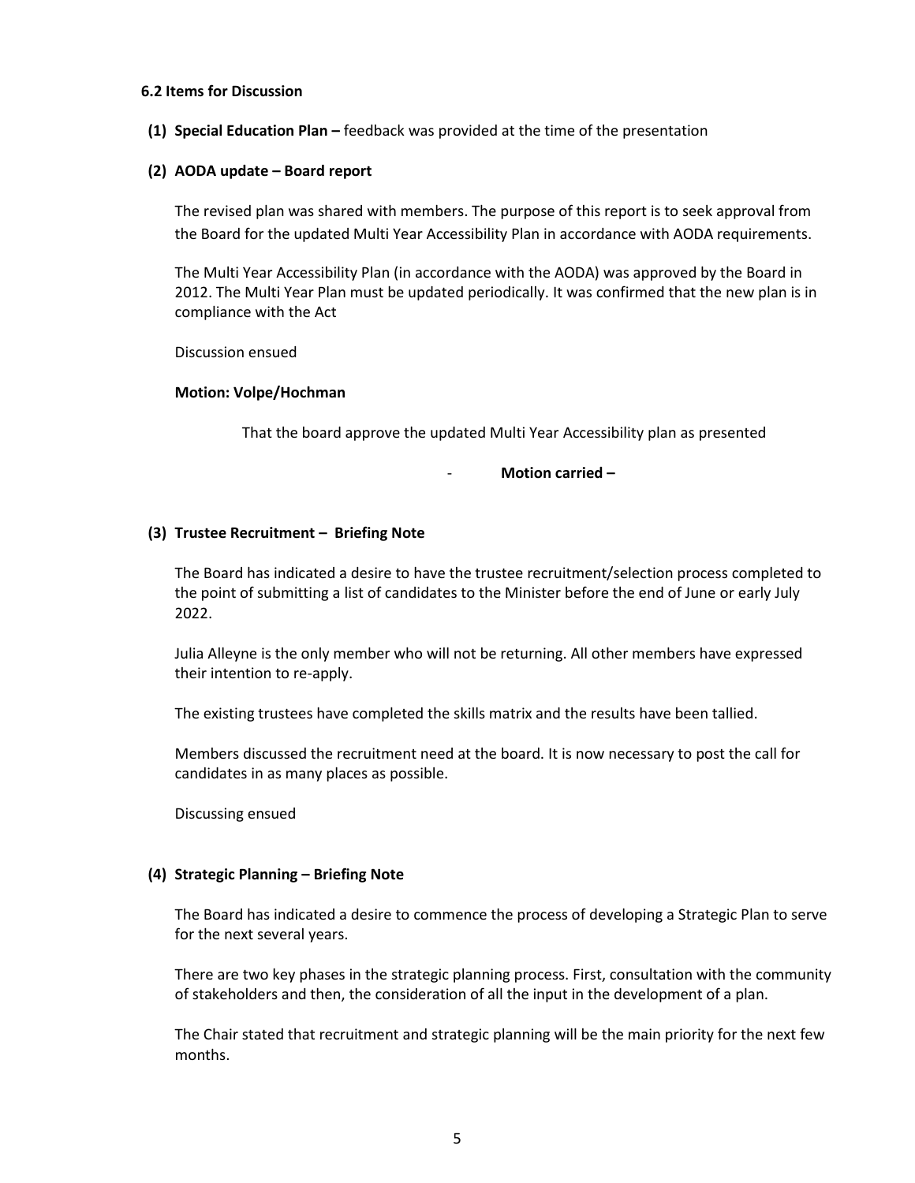### 6.2 Items for Discussion

**(1) Special Education Plan –** feedback was provided at the time of the presentation

**(2) AODA update – Board report**

The revised plan was shared with members. The purpose of this report is to seek approval from the Board for the updated Multi Year Accessibility Plan in accordance with AODA requirements.

The Multi Year Accessibility Plan (in accordance with the AODA) was approved by the Board in 2012. The Multi Year Plan must be updated periodically. It was confirmed that the new plan is in compliance with the Act

Discussion ensued

**Motion: Volpe/Hochman**

That the board approve the updated Multi Year Accessibility plan as presented

- **Motion carried –**

**(3) Trustee Recruitment – Briefing Note**

The Board has indicated a desire to have the trustee recruitment/selection process completed to the point of submitting a list of candidates to the Minister before the end of June or early July 2022.

Julia Alleyne is the only member who will not be returning. All other members have expressed their intention to re-apply.

The existing trustees have completed the skills matrix and the results have been tallied.

Members discussed the recruitment need at the board. It is now necessary to post the call for candidates in as many places as possible.

Discussing ensued

**(4) Strategic Planning – Briefing Note**

The Board has indicated a desire to commence the process of developing a Strategic Plan to serve for the next several years.

There are two key phases in the strategic planning process. First, consultation with the community of stakeholders and then, the consideration of all the input in the development of a plan.

The Chair stated that recruitment and strategic planning will be the main priority for the next few months.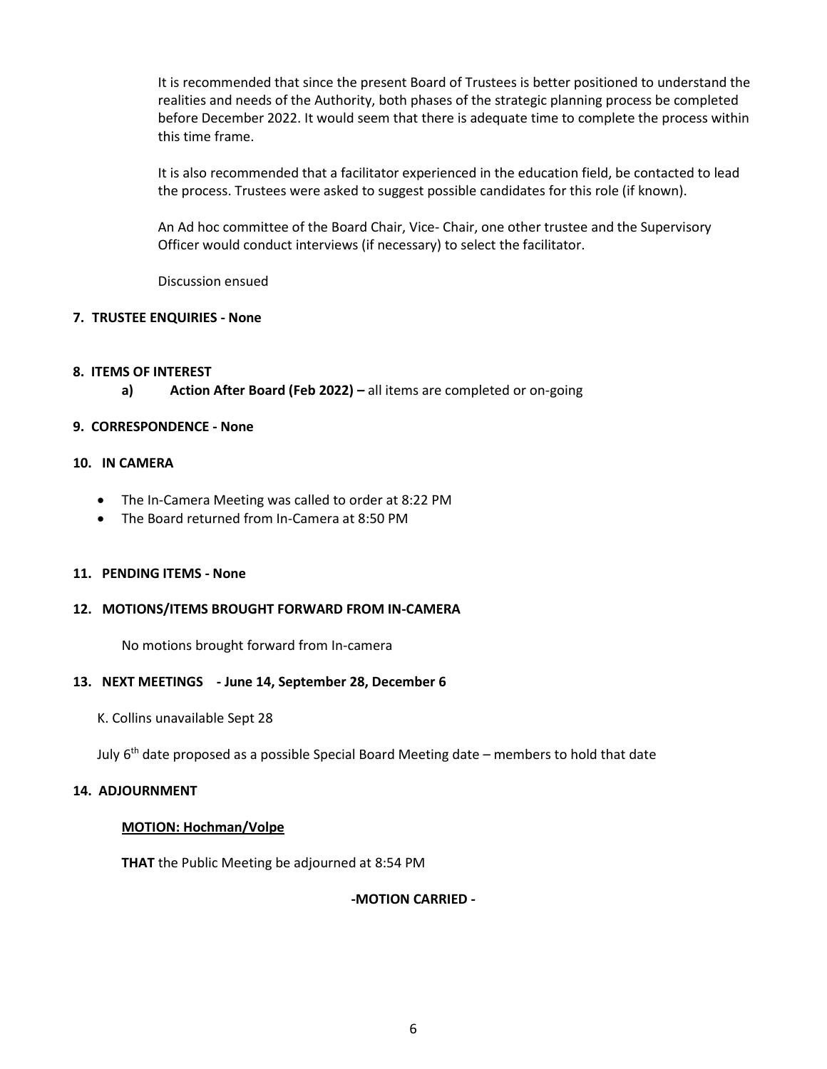It is recommended that since the present Board of Trustees is better positioned to understand the realities and needs of the Authority, both phases of the strategic planning process be completed before December 2022. It would seem that there is adequate time to complete the process within this time frame.

It is also recommended that a facilitator experienced in the education field, be contacted to lead the process. Trustees were asked to suggest possible candidates for this role (if known).

An Ad hoc committee of the Board Chair, Vice- Chair, one other trustee and the Supervisory Officer would conduct interviews (if necessary) to select the facilitator.

Discussion ensued

**7. TRUSTEE ENQUIRIES - None**

**8. ITEMS OF INTEREST**

**a) Action After Board (Feb 2022) –** all items are completed or on-going

**9. CORRESPONDENCE - None**

**10. IN CAMERA**

- The In-Camera Meeting was called to order at 8:22 PM
- The Board returned from In-Camera at 8:50 PM

**11. PENDING ITEMS - None**

**12. MOTIONS/ITEMS BROUGHT FORWARD FROM IN-CAMERA**

No motions brought forward from In-camera

**13. NEXT MEETINGS - June 14, September 28, December 6**

K. Collins unavailable Sept 28

July 6th date proposed as a possible Special Board Meeting date – members to hold that date

**14. ADJOURNMENT**

**MOTION: Hochman/Volpe**

**THAT** the Public Meeting be adjourned at 8:54 PM

**-MOTION CARRIED -**